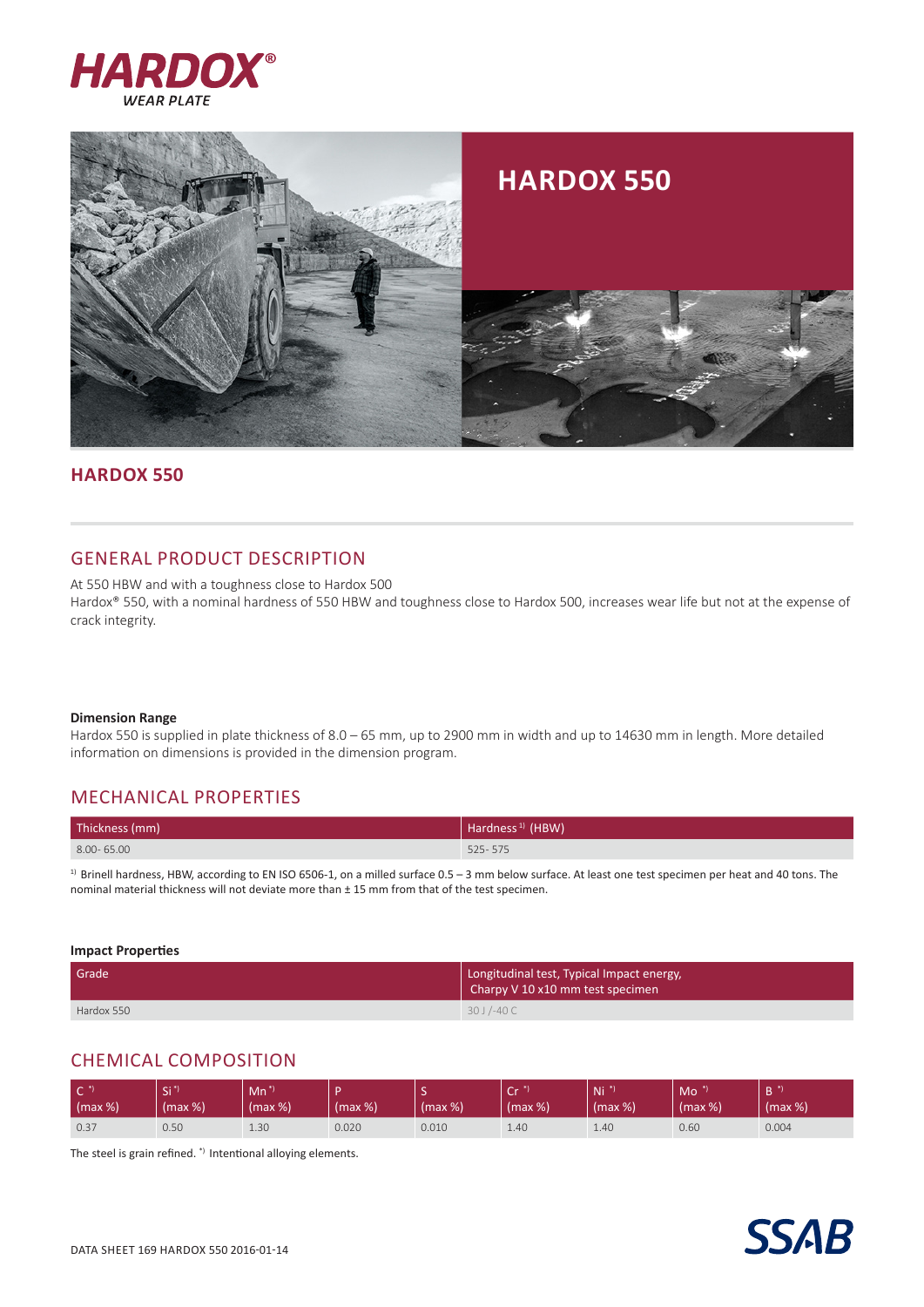HARDOX® WEAR PLATE

# HARDOX 550

## HARDOX 550

## GENERAL PRODUCT DESCRIPTION

At 550 HBW and with a toughness close to Hardox 500
Hardox® 550, with a nominal hardness of 550 HBW and toughness close to Hardox 500, increases wear life but not at the expense of crack integrity.

**Dimension Range**
Hardox 550 is supplied in plate thickness of 8.0 – 65 mm, up to 2900 mm in width and up to 14630 mm in length. More detailed information on dimensions is provided in the dimension program.

## MECHANICAL PROPERTIES

| Thickness (mm) | Hardness [1] (HBW) |
|---|---|
| 8.00- 65.00 | 525- 575 |

[1] Brinell hardness, HBW, according to EN ISO 6506-1, on a milled surface 0.5 – 3 mm below surface. At least one test specimen per heat and 40 tons. The nominal material thickness will not deviate more than ± 15 mm from that of the test specimen.

**Impact Properties**

| Grade | Longitudinal test, Typical Impact energy, Charpy V 10 x10 mm test specimen |
|---|---|
| Hardox 550 | 30 J /-40 C |

## CHEMICAL COMPOSITION

| C *) (max %) | Si *) (max %) | Mn *) (max %) | P (max %) | S (max %) | Cr *) (max %) | Ni *) (max %) | Mo *) (max %) | B *) (max %) |
|---|---|---|---|---|---|---|---|---|
| 0.37 | 0.50 | 1.30 | 0.020 | 0.010 | 1.40 | 1.40 | 0.60 | 0.004 |

The steel is grain refined. *) Intentional alloying elements.

DATA SHEET 169 HARDOX 550 2016-01-14

SSAB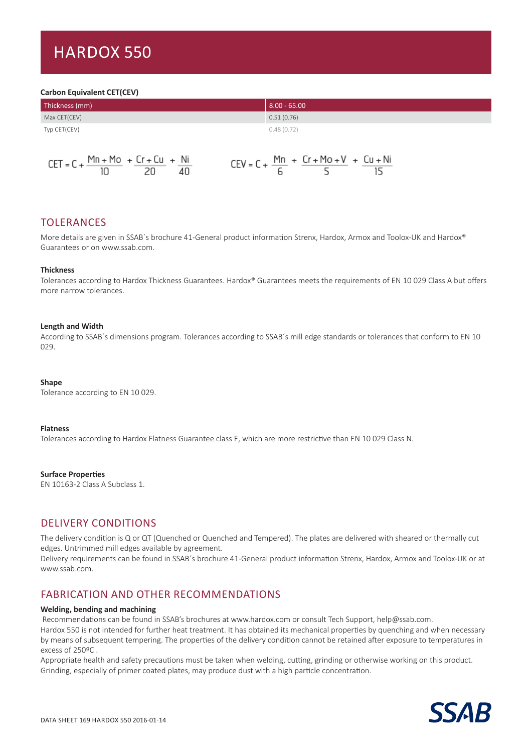# HARDOX 550

**Carbon Equivalent CET(CEV)**

| Thickness (mm) | 8.00 - 65.00 |
|---|---|
| Max CET(CEV) | 0.51 (0.76) |
| Typ CET(CEV) | 0.48 (0.72) |

$$CET = C + \frac{Mn + Mo}{10} + \frac{Cr + Cu}{20} + \frac{Ni}{40}$$

$$CEV = C + \frac{Mn}{6} + \frac{Cr + Mo + V}{5} + \frac{Cu + Ni}{15}$$

## TOLERANCES

More details are given in SSAB´s brochure 41-General product information Strenx, Hardox, Armox and Toolox-UK and Hardox® Guarantees or on www.ssab.com.

**Thickness**
Tolerances according to Hardox Thickness Guarantees. Hardox® Guarantees meets the requirements of EN 10 029 Class A but offers more narrow tolerances.

**Length and Width**
According to SSAB´s dimensions program. Tolerances according to SSAB´s mill edge standards or tolerances that conform to EN 10 029.

**Shape**
Tolerance according to EN 10 029.

**Flatness**
Tolerances according to Hardox Flatness Guarantee class E, which are more restrictive than EN 10 029 Class N.

**Surface Properties**
EN 10163-2 Class A Subclass 1.

## DELIVERY CONDITIONS

The delivery condition is Q or QT (Quenched or Quenched and Tempered). The plates are delivered with sheared or thermally cut edges. Untrimmed mill edges available by agreement.
Delivery requirements can be found in SSAB´s brochure 41-General product information Strenx, Hardox, Armox and Toolox-UK or at www.ssab.com.

## FABRICATION AND OTHER RECOMMENDATIONS

**Welding, bending and machining**
Recommendations can be found in SSAB's brochures at www.hardox.com or consult Tech Support, help@ssab.com.
Hardox 550 is not intended for further heat treatment. It has obtained its mechanical properties by quenching and when necessary by means of subsequent tempering. The properties of the delivery condition cannot be retained after exposure to temperatures in excess of 250ºC .
Appropriate health and safety precautions must be taken when welding, cutting, grinding or otherwise working on this product. Grinding, especially of primer coated plates, may produce dust with a high particle concentration.

DATA SHEET 169 HARDOX 550 2016-01-14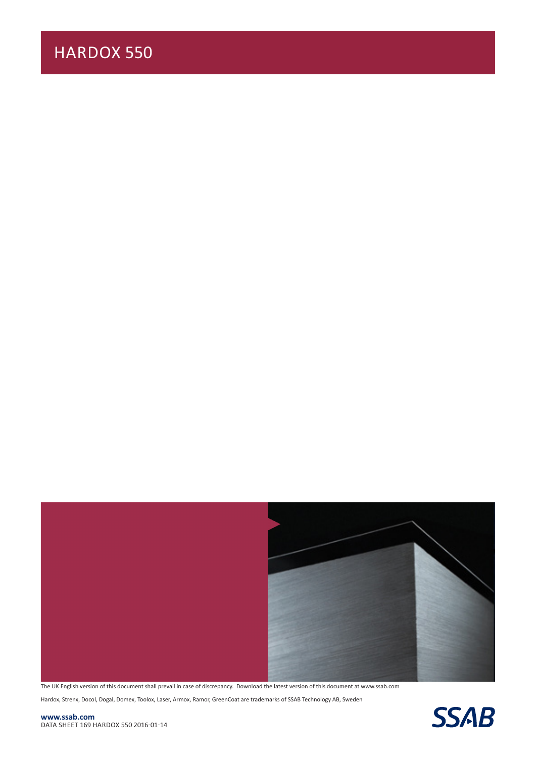# HARDOX 550

The UK English version of this document shall prevail in case of discrepancy. Download the latest version of this document at www.ssab.com

Hardox, Strenx, Docol, Dogal, Domex, Toolox, Laser, Armox, Ramor, GreenCoat are trademarks of SSAB Technology AB, Sweden

**www.ssab.com**
DATA SHEET 169 HARDOX 550 2016-01-14

SSAB